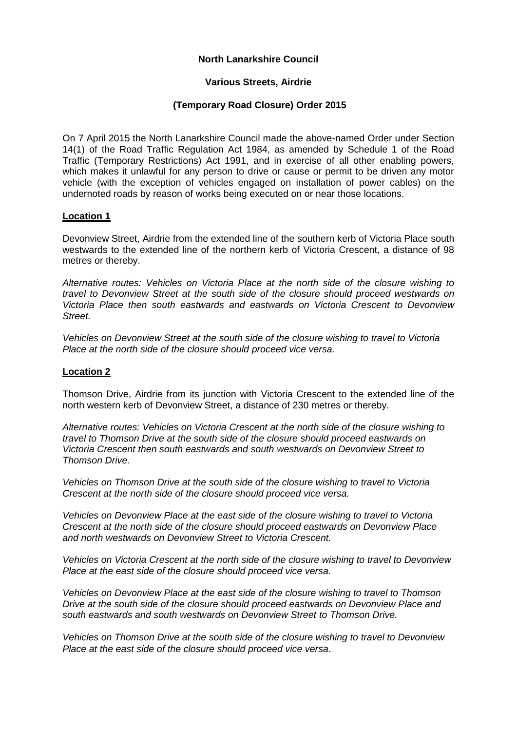**North Lanarkshire Council**

**Various Streets, Airdrie**

**(Temporary Road Closure) Order 2015**

On 7 April 2015 the North Lanarkshire Council made the above-named Order under Section 14(1) of the Road Traffic Regulation Act 1984, as amended by Schedule 1 of the Road Traffic (Temporary Restrictions) Act 1991, and in exercise of all other enabling powers, which makes it unlawful for any person to drive or cause or permit to be driven any motor vehicle (with the exception of vehicles engaged on installation of power cables) on the undernoted roads by reason of works being executed on or near those locations.

**Location 1**

Devonview Street, Airdrie from the extended line of the southern kerb of Victoria Place south westwards to the extended line of the northern kerb of Victoria Crescent, a distance of 98 metres or thereby.

*Alternative routes: Vehicles on Victoria Place at the north side of the closure wishing to travel to Devonview Street at the south side of the closure should proceed westwards on Victoria Place then south eastwards and eastwards on Victoria Crescent to Devonview Street.*

*Vehicles on Devonview Street at the south side of the closure wishing to travel to Victoria Place at the north side of the closure should proceed vice versa.*

**Location 2**

Thomson Drive, Airdrie from its junction with Victoria Crescent to the extended line of the north western kerb of Devonview Street, a distance of 230 metres or thereby.

*Alternative routes: Vehicles on Victoria Crescent at the north side of the closure wishing to travel to Thomson Drive at the south side of the closure should proceed eastwards on Victoria Crescent then south eastwards and south westwards on Devonview Street to Thomson Drive.*

*Vehicles on Thomson Drive at the south side of the closure wishing to travel to Victoria Crescent at the north side of the closure should proceed vice versa.*

*Vehicles on Devonview Place at the east side of the closure wishing to travel to Victoria Crescent at the north side of the closure should proceed eastwards on Devonview Place and north westwards on Devonview Street to Victoria Crescent.*

*Vehicles on Victoria Crescent at the north side of the closure wishing to travel to Devonview Place at the east side of the closure should proceed vice versa.*

*Vehicles on Devonview Place at the east side of the closure wishing to travel to Thomson Drive at the south side of the closure should proceed eastwards on Devonview Place and south eastwards and south westwards on Devonview Street to Thomson Drive.*

*Vehicles on Thomson Drive at the south side of the closure wishing to travel to Devonview Place at the east side of the closure should proceed vice versa*.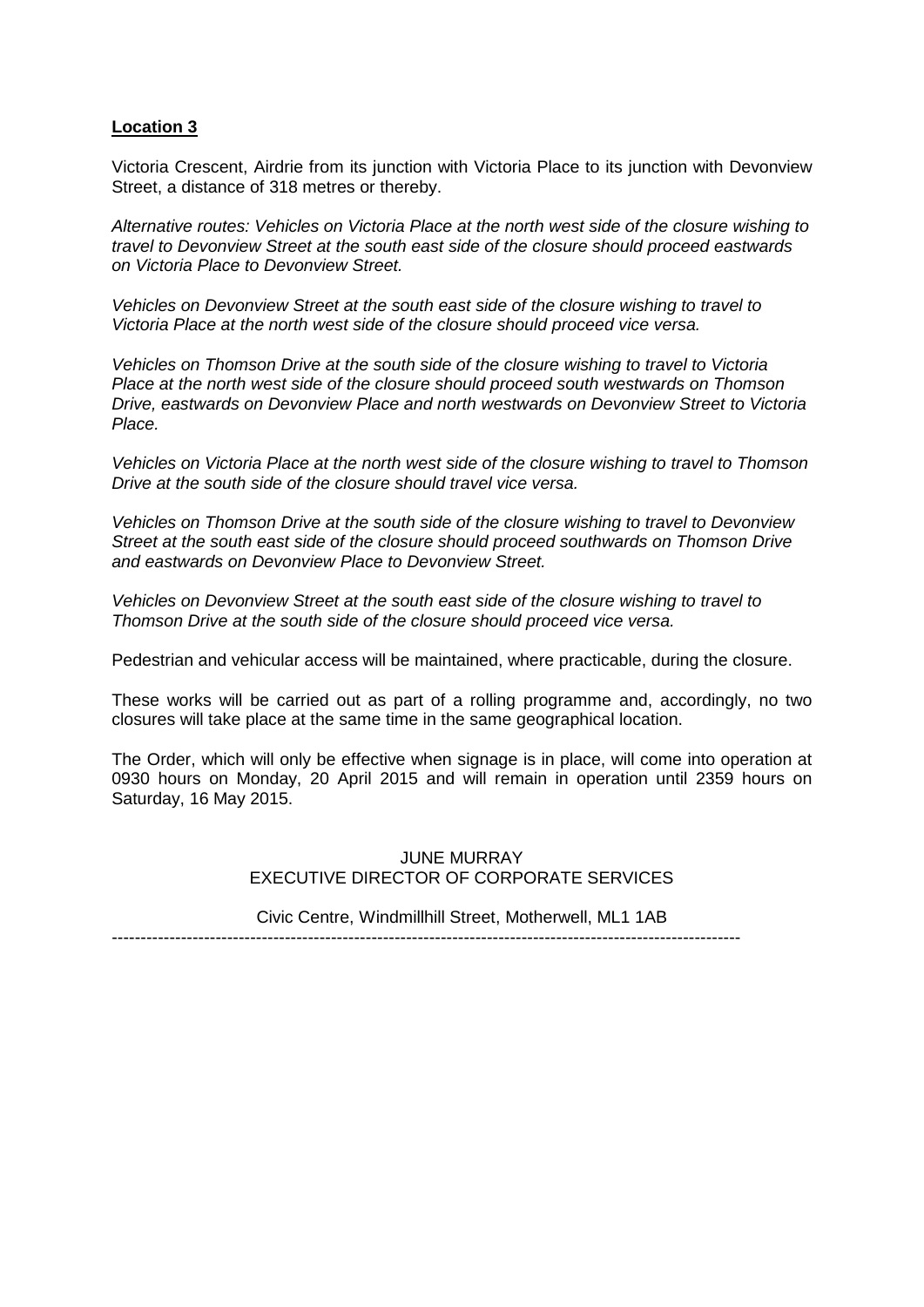**Location 3**

Victoria Crescent, Airdrie from its junction with Victoria Place to its junction with Devonview Street, a distance of 318 metres or thereby.

*Alternative routes: Vehicles on Victoria Place at the north west side of the closure wishing to travel to Devonview Street at the south east side of the closure should proceed eastwards on Victoria Place to Devonview Street.*

*Vehicles on Devonview Street at the south east side of the closure wishing to travel to Victoria Place at the north west side of the closure should proceed vice versa.*

*Vehicles on Thomson Drive at the south side of the closure wishing to travel to Victoria Place at the north west side of the closure should proceed south westwards on Thomson Drive, eastwards on Devonview Place and north westwards on Devonview Street to Victoria Place.*

*Vehicles on Victoria Place at the north west side of the closure wishing to travel to Thomson Drive at the south side of the closure should travel vice versa.*

*Vehicles on Thomson Drive at the south side of the closure wishing to travel to Devonview Street at the south east side of the closure should proceed southwards on Thomson Drive and eastwards on Devonview Place to Devonview Street.*

*Vehicles on Devonview Street at the south east side of the closure wishing to travel to Thomson Drive at the south side of the closure should proceed vice versa.*

Pedestrian and vehicular access will be maintained, where practicable, during the closure.

These works will be carried out as part of a rolling programme and, accordingly, no two closures will take place at the same time in the same geographical location.

The Order, which will only be effective when signage is in place, will come into operation at 0930 hours on Monday, 20 April 2015 and will remain in operation until 2359 hours on Saturday, 16 May 2015.

JUNE MURRAY
EXECUTIVE DIRECTOR OF CORPORATE SERVICES

Civic Centre, Windmillhill Street, Motherwell, ML1 1AB

---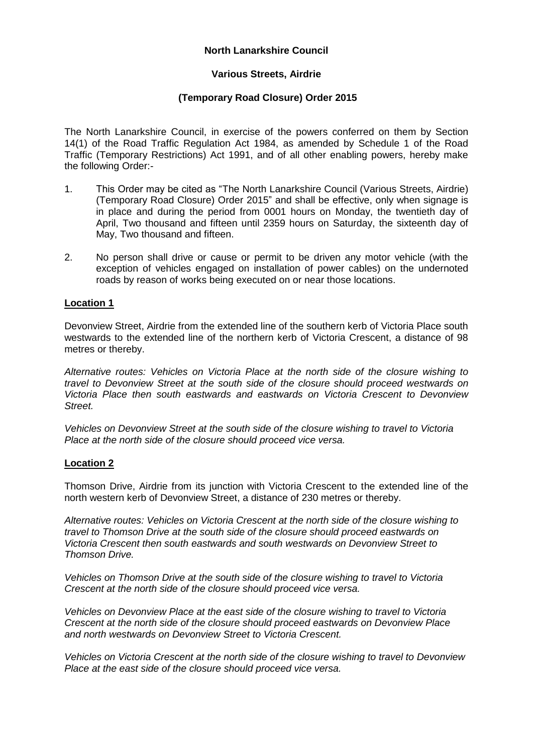**North Lanarkshire Council**

**Various Streets, Airdrie**

**(Temporary Road Closure) Order 2015**

The North Lanarkshire Council, in exercise of the powers conferred on them by Section 14(1) of the Road Traffic Regulation Act 1984, as amended by Schedule 1 of the Road Traffic (Temporary Restrictions) Act 1991, and of all other enabling powers, hereby make the following Order:-

1. This Order may be cited as "The North Lanarkshire Council (Various Streets, Airdrie) (Temporary Road Closure) Order 2015" and shall be effective, only when signage is in place and during the period from 0001 hours on Monday, the twentieth day of April, Two thousand and fifteen until 2359 hours on Saturday, the sixteenth day of May, Two thousand and fifteen.

2. No person shall drive or cause or permit to be driven any motor vehicle (with the exception of vehicles engaged on installation of power cables) on the undernoted roads by reason of works being executed on or near those locations.

**Location 1**

Devonview Street, Airdrie from the extended line of the southern kerb of Victoria Place south westwards to the extended line of the northern kerb of Victoria Crescent, a distance of 98 metres or thereby.

*Alternative routes: Vehicles on Victoria Place at the north side of the closure wishing to travel to Devonview Street at the south side of the closure should proceed westwards on Victoria Place then south eastwards and eastwards on Victoria Crescent to Devonview Street.*

*Vehicles on Devonview Street at the south side of the closure wishing to travel to Victoria Place at the north side of the closure should proceed vice versa.*

**Location 2**

Thomson Drive, Airdrie from its junction with Victoria Crescent to the extended line of the north western kerb of Devonview Street, a distance of 230 metres or thereby.

*Alternative routes: Vehicles on Victoria Crescent at the north side of the closure wishing to travel to Thomson Drive at the south side of the closure should proceed eastwards on Victoria Crescent then south eastwards and south westwards on Devonview Street to Thomson Drive.*

*Vehicles on Thomson Drive at the south side of the closure wishing to travel to Victoria Crescent at the north side of the closure should proceed vice versa.*

*Vehicles on Devonview Place at the east side of the closure wishing to travel to Victoria Crescent at the north side of the closure should proceed eastwards on Devonview Place and north westwards on Devonview Street to Victoria Crescent.*

*Vehicles on Victoria Crescent at the north side of the closure wishing to travel to Devonview Place at the east side of the closure should proceed vice versa.*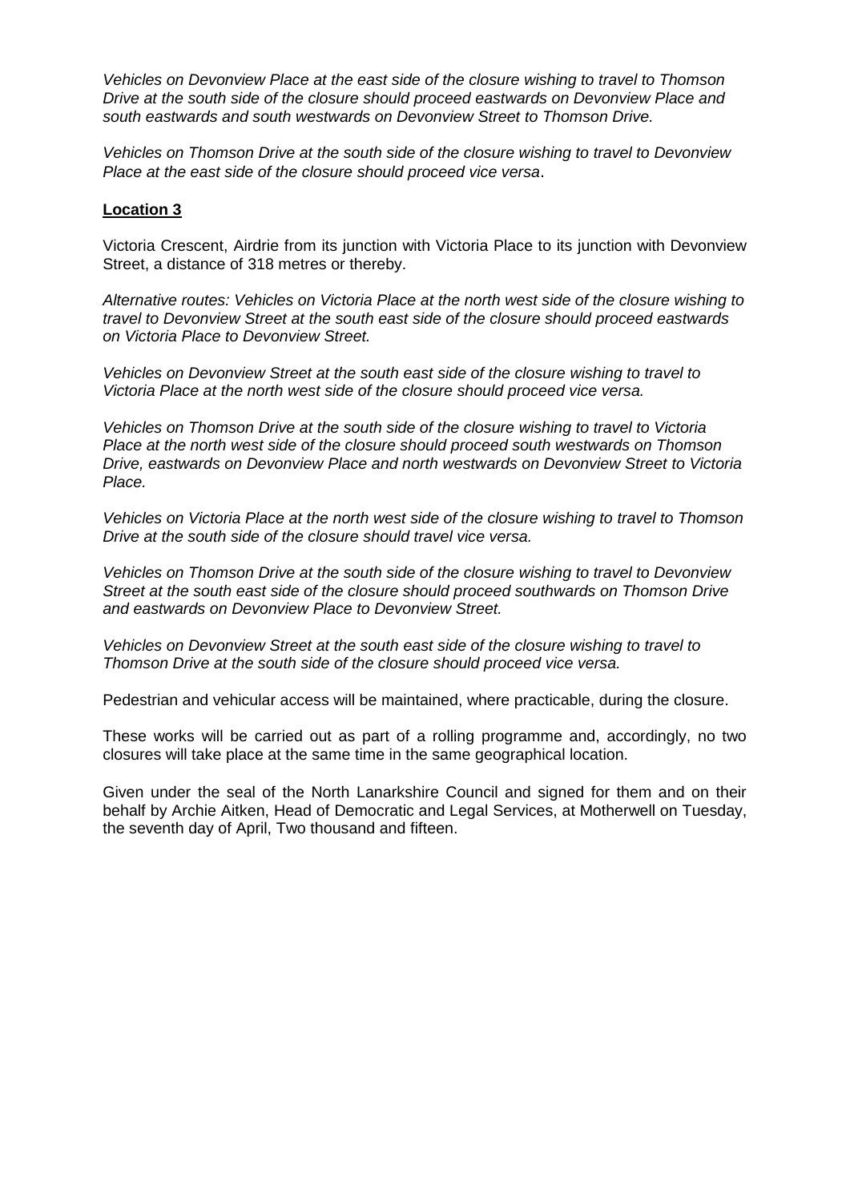*Vehicles on Devonview Place at the east side of the closure wishing to travel to Thomson Drive at the south side of the closure should proceed eastwards on Devonview Place and south eastwards and south westwards on Devonview Street to Thomson Drive.*

*Vehicles on Thomson Drive at the south side of the closure wishing to travel to Devonview Place at the east side of the closure should proceed vice versa*.

**Location 3**

Victoria Crescent, Airdrie from its junction with Victoria Place to its junction with Devonview Street, a distance of 318 metres or thereby.

*Alternative routes: Vehicles on Victoria Place at the north west side of the closure wishing to travel to Devonview Street at the south east side of the closure should proceed eastwards on Victoria Place to Devonview Street.*

*Vehicles on Devonview Street at the south east side of the closure wishing to travel to Victoria Place at the north west side of the closure should proceed vice versa.*

*Vehicles on Thomson Drive at the south side of the closure wishing to travel to Victoria Place at the north west side of the closure should proceed south westwards on Thomson Drive, eastwards on Devonview Place and north westwards on Devonview Street to Victoria Place.*

*Vehicles on Victoria Place at the north west side of the closure wishing to travel to Thomson Drive at the south side of the closure should travel vice versa.*

*Vehicles on Thomson Drive at the south side of the closure wishing to travel to Devonview Street at the south east side of the closure should proceed southwards on Thomson Drive and eastwards on Devonview Place to Devonview Street.*

*Vehicles on Devonview Street at the south east side of the closure wishing to travel to Thomson Drive at the south side of the closure should proceed vice versa.*

Pedestrian and vehicular access will be maintained, where practicable, during the closure.

These works will be carried out as part of a rolling programme and, accordingly, no two closures will take place at the same time in the same geographical location.

Given under the seal of the North Lanarkshire Council and signed for them and on their behalf by Archie Aitken, Head of Democratic and Legal Services, at Motherwell on Tuesday, the seventh day of April, Two thousand and fifteen.